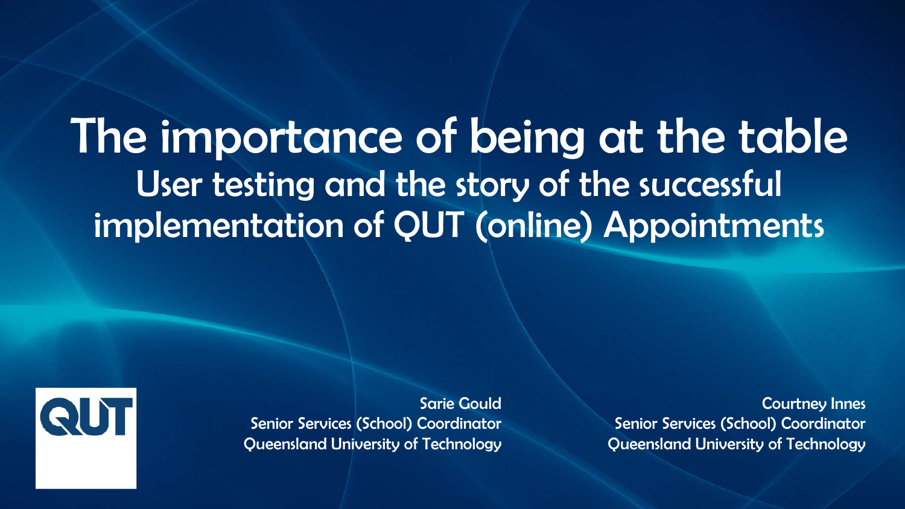# The importance of being at the table

## User testing and the story of the successful implementation of QUT (online) Appointments

Sarie Gould
Senior Services (School) Coordinator
Queensland University of Technology

Courtney Innes
Senior Services (School) Coordinator
Queensland University of Technology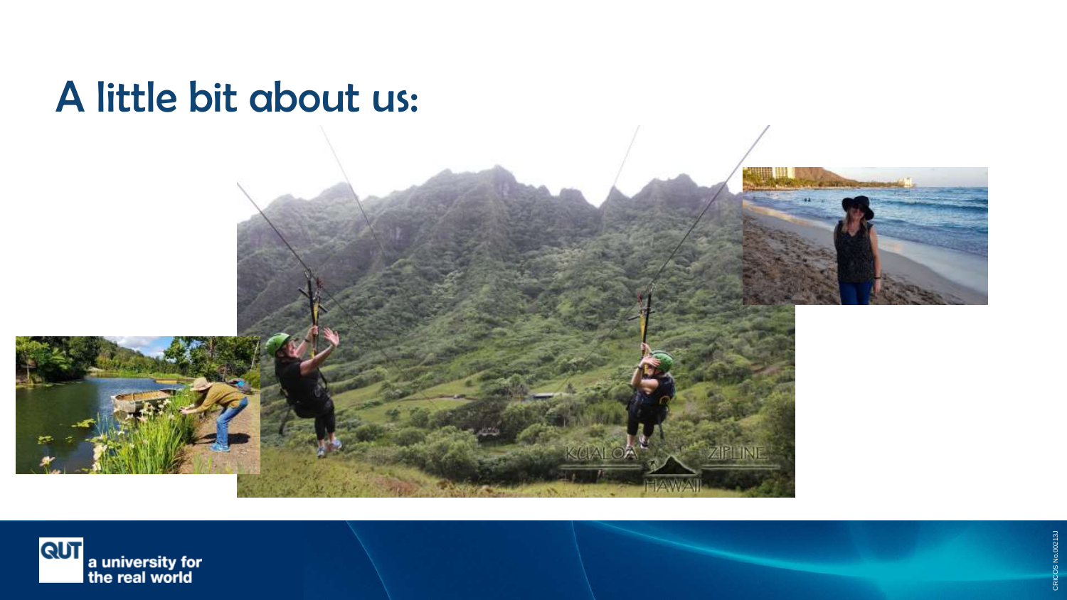# A little bit about us: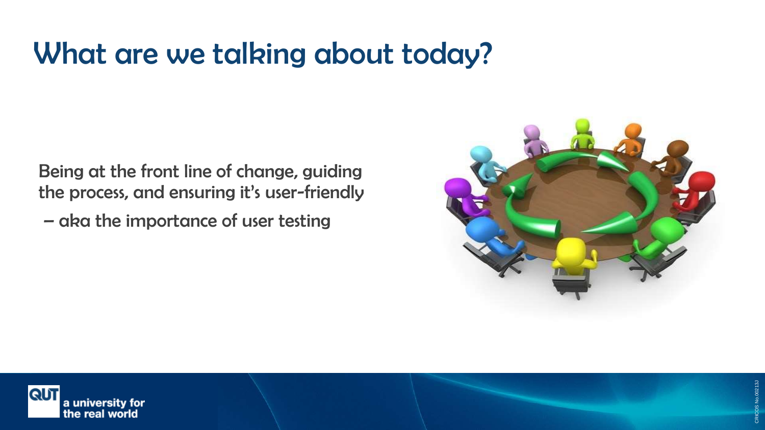# What are we talking about today?

Being at the front line of change, guiding the process, and ensuring it's user-friendly

– aka the importance of user testing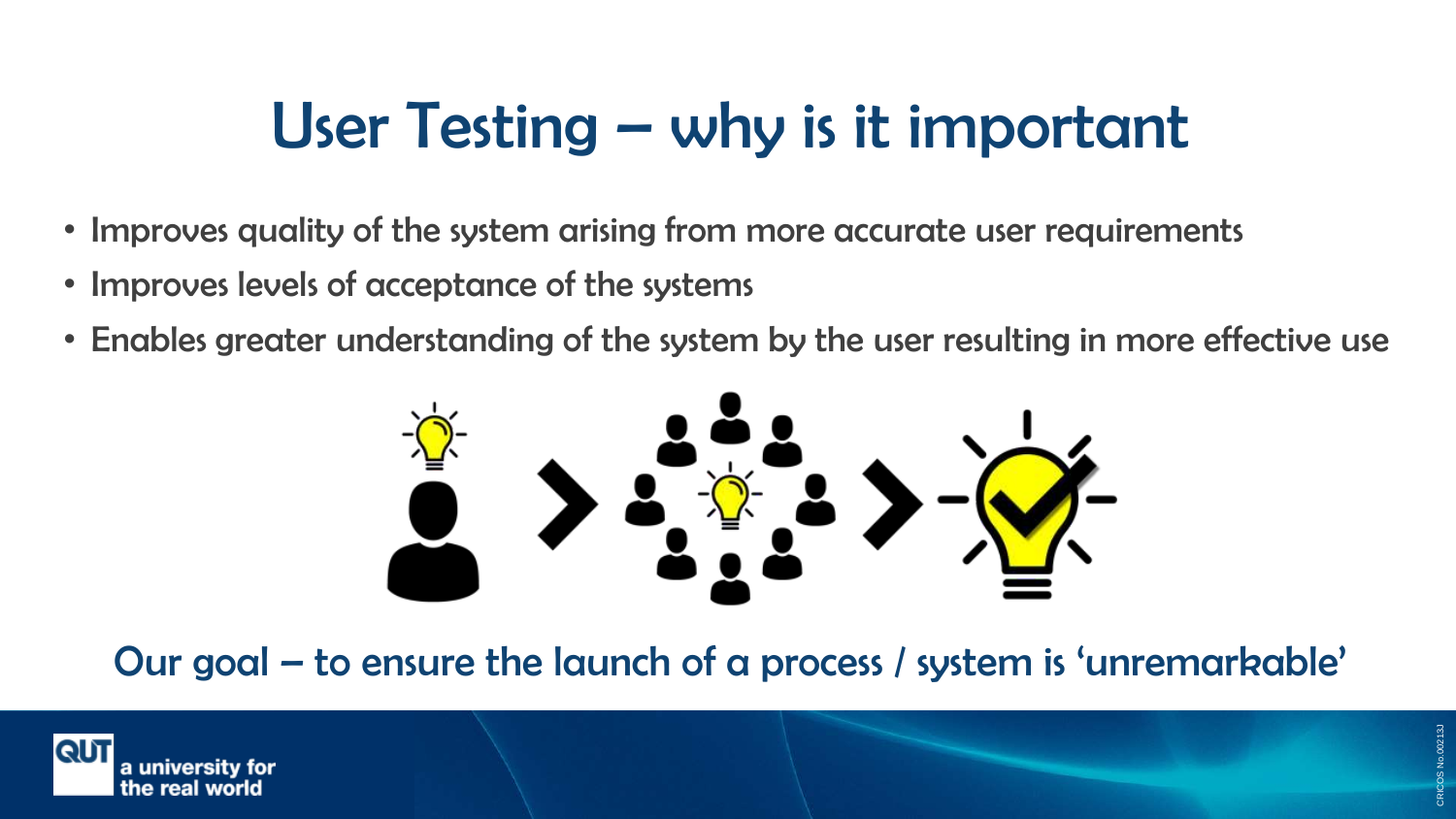# User Testing – why is it important

- Improves quality of the system arising from more accurate user requirements
- Improves levels of acceptance of the systems
- Enables greater understanding of the system by the user resulting in more effective use

## Our goal – to ensure the launch of a process / system is 'unremarkable'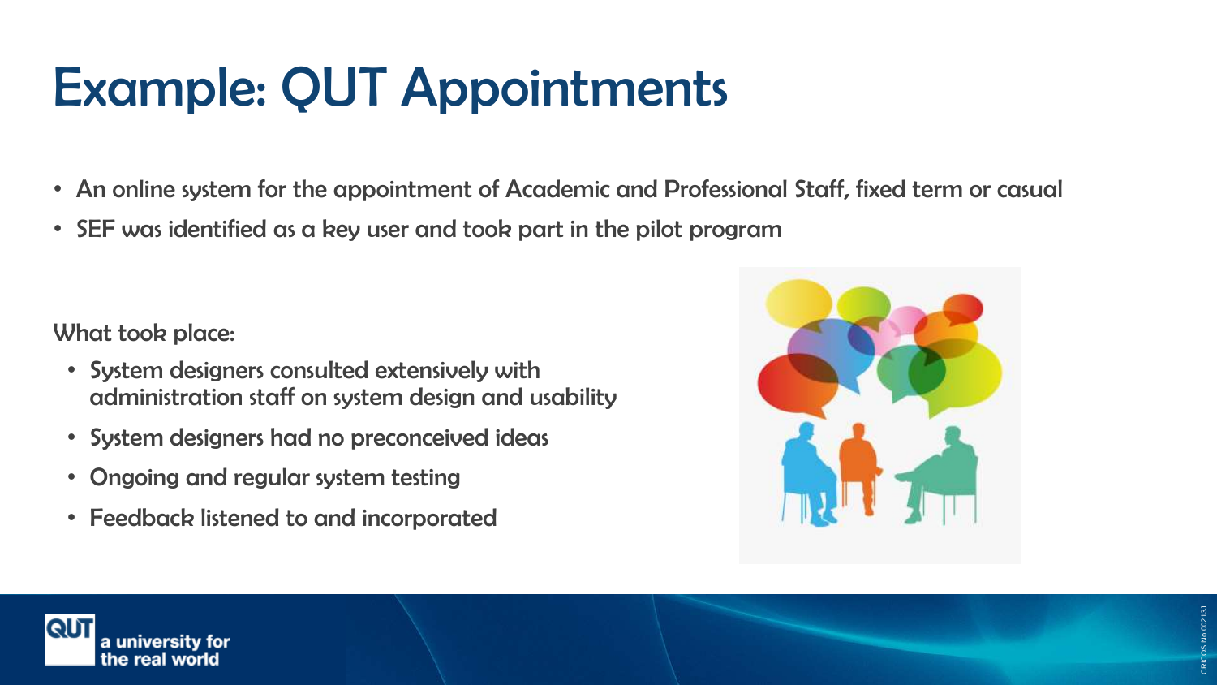# Example: QUT Appointments

- An online system for the appointment of Academic and Professional Staff, fixed term or casual
- SEF was identified as a key user and took part in the pilot program

What took place:

- System designers consulted extensively with administration staff on system design and usability
- System designers had no preconceived ideas
- Ongoing and regular system testing
- Feedback listened to and incorporated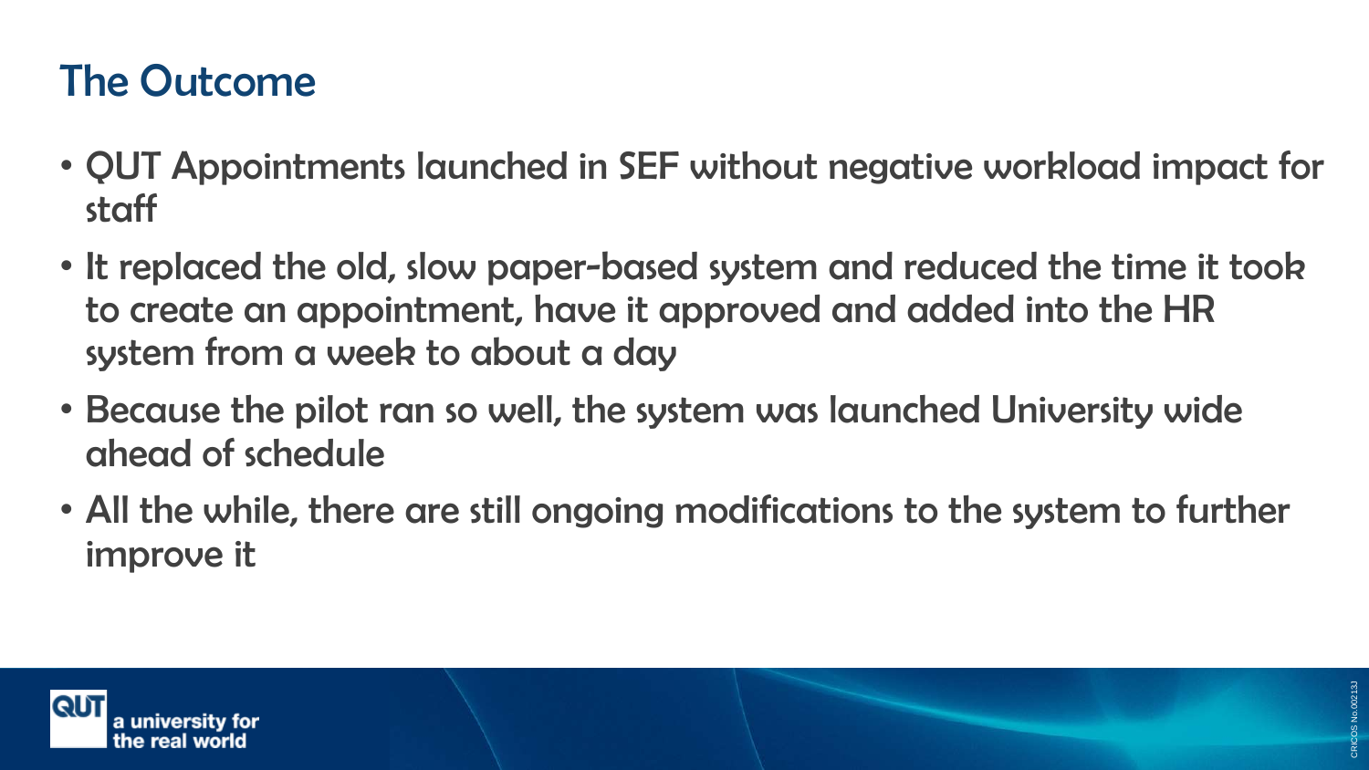# The Outcome

- QUT Appointments launched in SEF without negative workload impact for staff
- It replaced the old, slow paper-based system and reduced the time it took to create an appointment, have it approved and added into the HR system from a week to about a day
- Because the pilot ran so well, the system was launched University wide ahead of schedule
- All the while, there are still ongoing modifications to the system to further improve it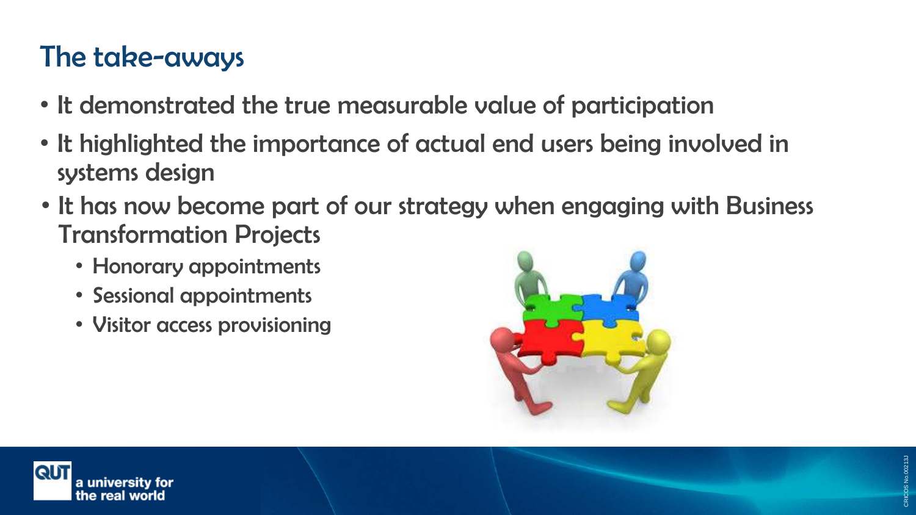## The take-aways

- It demonstrated the true measurable value of participation
- It highlighted the importance of actual end users being involved in systems design
- It has now become part of our strategy when engaging with Business Transformation Projects
  - Honorary appointments
  - Sessional appointments
  - Visitor access provisioning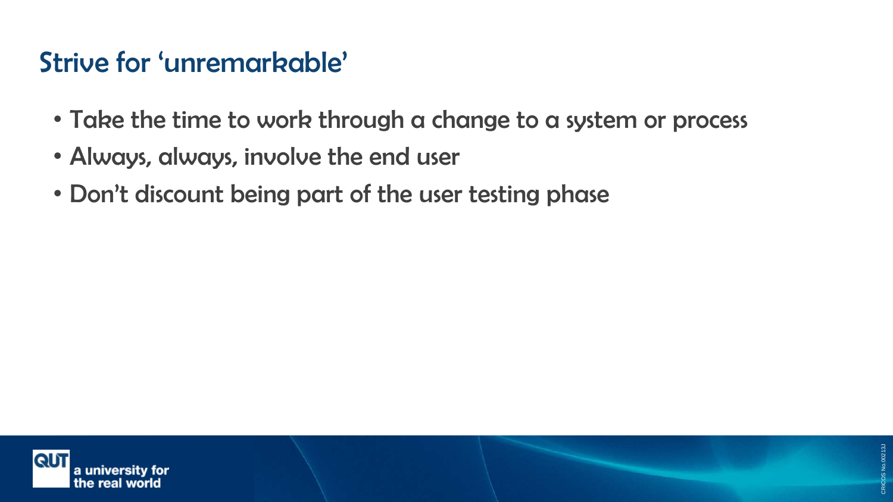# Strive for 'unremarkable'

- Take the time to work through a change to a system or process
- Always, always, involve the end user
- Don't discount being part of the user testing phase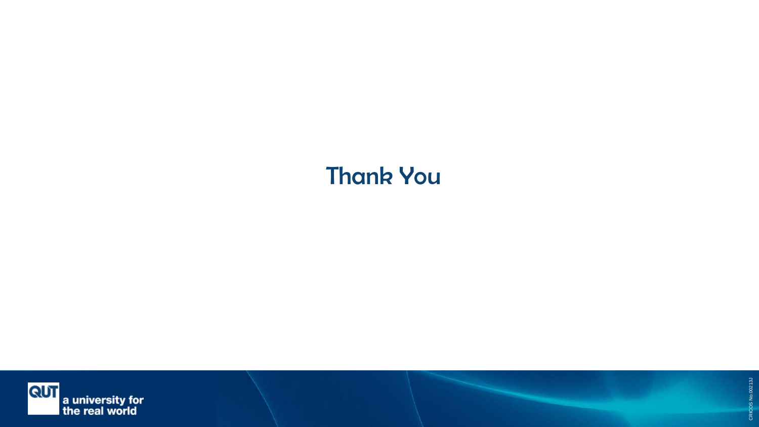# Thank You